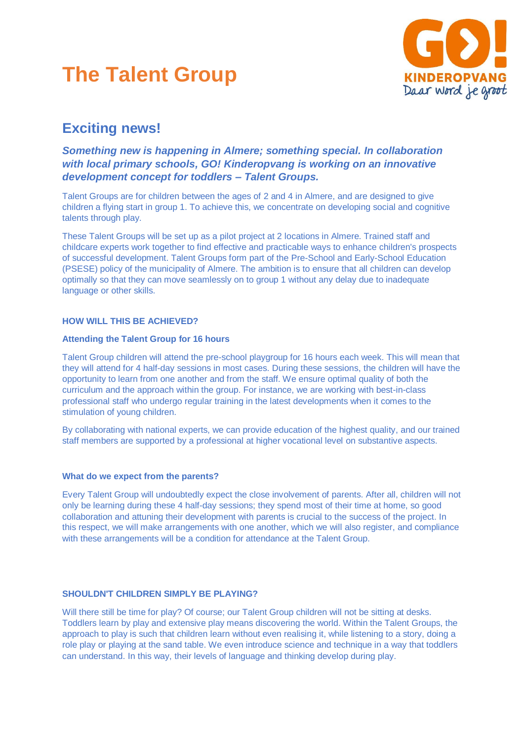# The Talent Group

## Exciting news!

***Something new is happening in Almere; something special. In collaboration with local primary schools, GO! Kinderopvang is working on an innovative development concept for toddlers – Talent Groups.***

Talent Groups are for children between the ages of 2 and 4 in Almere, and are designed to give children a flying start in group 1. To achieve this, we concentrate on developing social and cognitive talents through play.

These Talent Groups will be set up as a pilot project at 2 locations in Almere. Trained staff and childcare experts work together to find effective and practicable ways to enhance children's prospects of successful development. Talent Groups form part of the Pre-School and Early-School Education (PSESE) policy of the municipality of Almere. The ambition is to ensure that all children can develop optimally so that they can move seamlessly on to group 1 without any delay due to inadequate language or other skills.

### HOW WILL THIS BE ACHIEVED?

#### Attending the Talent Group for 16 hours

Talent Group children will attend the pre-school playgroup for 16 hours each week. This will mean that they will attend for 4 half-day sessions in most cases. During these sessions, the children will have the opportunity to learn from one another and from the staff. We ensure optimal quality of both the curriculum and the approach within the group. For instance, we are working with best-in-class professional staff who undergo regular training in the latest developments when it comes to the stimulation of young children.

By collaborating with national experts, we can provide education of the highest quality, and our trained staff members are supported by a professional at higher vocational level on substantive aspects.

#### What do we expect from the parents?

Every Talent Group will undoubtedly expect the close involvement of parents. After all, children will not only be learning during these 4 half-day sessions; they spend most of their time at home, so good collaboration and attuning their development with parents is crucial to the success of the project. In this respect, we will make arrangements with one another, which we will also register, and compliance with these arrangements will be a condition for attendance at the Talent Group.

### SHOULDN'T CHILDREN SIMPLY BE PLAYING?

Will there still be time for play? Of course; our Talent Group children will not be sitting at desks. Toddlers learn by play and extensive play means discovering the world. Within the Talent Groups, the approach to play is such that children learn without even realising it, while listening to a story, doing a role play or playing at the sand table. We even introduce science and technique in a way that toddlers can understand. In this way, their levels of language and thinking develop during play.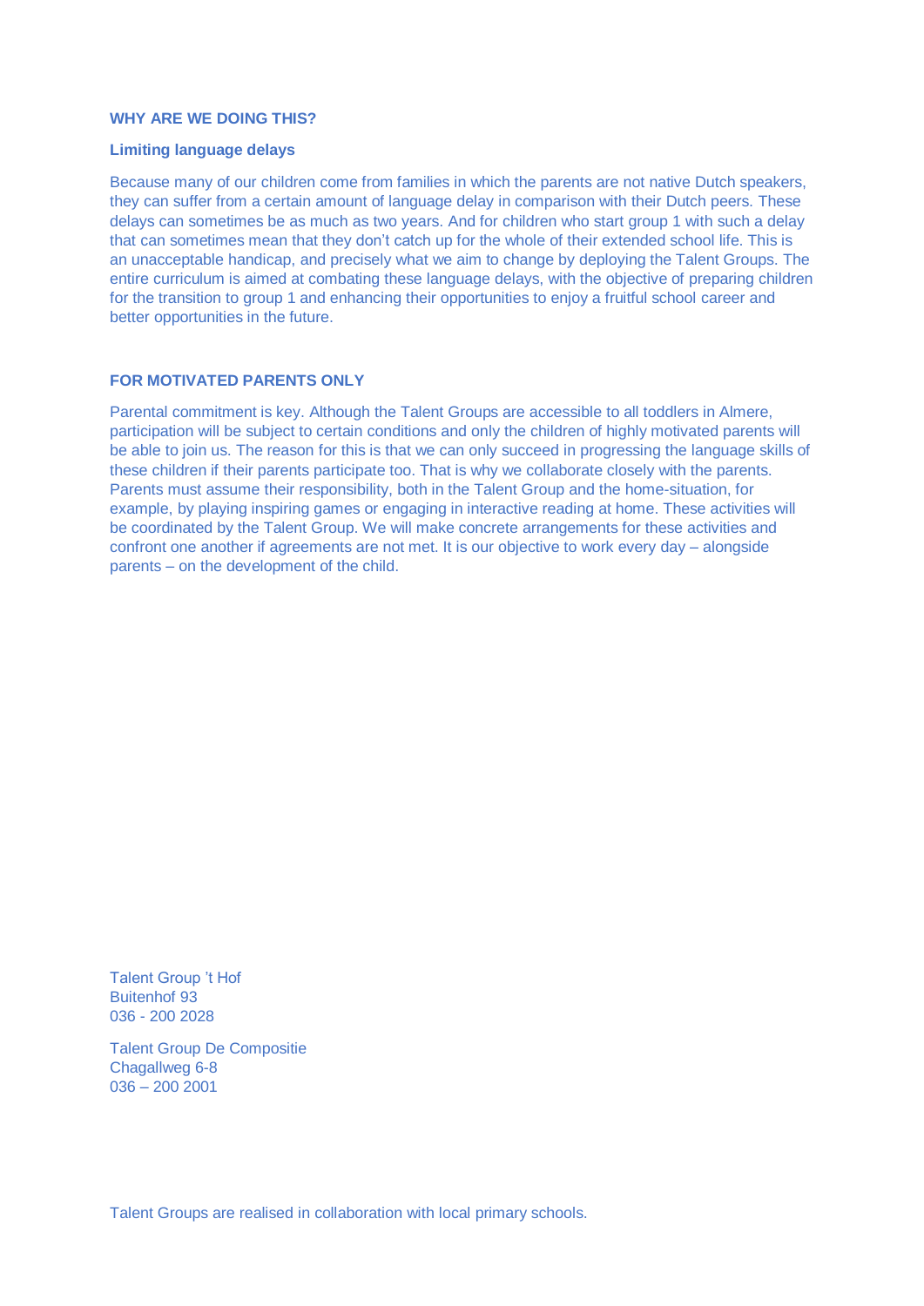## WHY ARE WE DOING THIS?

### Limiting language delays

Because many of our children come from families in which the parents are not native Dutch speakers, they can suffer from a certain amount of language delay in comparison with their Dutch peers. These delays can sometimes be as much as two years. And for children who start group 1 with such a delay that can sometimes mean that they don't catch up for the whole of their extended school life. This is an unacceptable handicap, and precisely what we aim to change by deploying the Talent Groups. The entire curriculum is aimed at combating these language delays, with the objective of preparing children for the transition to group 1 and enhancing their opportunities to enjoy a fruitful school career and better opportunities in the future.

## FOR MOTIVATED PARENTS ONLY

Parental commitment is key. Although the Talent Groups are accessible to all toddlers in Almere, participation will be subject to certain conditions and only the children of highly motivated parents will be able to join us. The reason for this is that we can only succeed in progressing the language skills of these children if their parents participate too. That is why we collaborate closely with the parents. Parents must assume their responsibility, both in the Talent Group and the home-situation, for example, by playing inspiring games or engaging in interactive reading at home. These activities will be coordinated by the Talent Group. We will make concrete arrangements for these activities and confront one another if agreements are not met. It is our objective to work every day – alongside parents – on the development of the child.

Talent Group 't Hof
Buitenhof 93
036 - 200 2028

Talent Group De Compositie
Chagallweg 6-8
036 – 200 2001

Talent Groups are realised in collaboration with local primary schools.